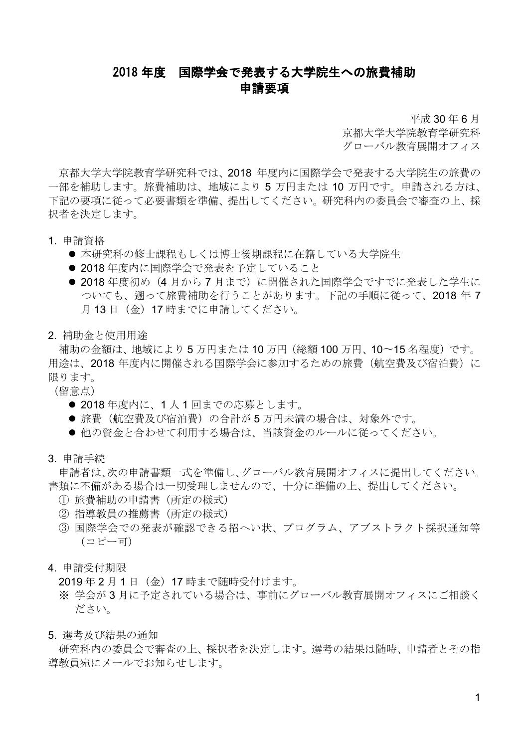# 2018 年度　国際学会で発表する大学院生への旅費補助
# 申請要項

平成 30 年 6 月
京都大学大学院教育学研究科
グローバル教育展開オフィス

京都大学大学院教育学研究科では、2018 年度内に国際学会で発表する大学院生の旅費の一部を補助します。旅費補助は、地域により 5 万円または 10 万円です。申請される方は、下記の要項に従って必要書類を準備、提出してください。研究科内の委員会で審査の上、採択者を決定します。

## 1. 申請資格

- 本研究科の修士課程もしくは博士後期課程に在籍している大学院生
- 2018 年度内に国際学会で発表を予定していること
- 2018 年度初め（4 月から 7 月まで）に開催された国際学会ですでに発表した学生についても、遡って旅費補助を行うことがあります。下記の手順に従って、2018 年 7 月 13 日（金）17 時までに申請してください。

## 2. 補助金と使用用途

補助の金額は、地域により 5 万円または 10 万円（総額 100 万円、10～15 名程度）です。用途は、2018 年度内に開催される国際学会に参加するための旅費（航空費及び宿泊費）に限ります。

（留意点）

- 2018 年度内に、1 人 1 回までの応募とします。
- 旅費（航空費及び宿泊費）の合計が 5 万円未満の場合は、対象外です。
- 他の資金と合わせて利用する場合は、当該資金のルールに従ってください。

## 3. 申請手続

申請者は、次の申請書類一式を準備し、グローバル教育展開オフィスに提出してください。書類に不備がある場合は一切受理しませんので、十分に準備の上、提出してください。

① 旅費補助の申請書（所定の様式）
② 指導教員の推薦書（所定の様式）
③ 国際学会での発表が確認できる招へい状、プログラム、アブストラクト採択通知等（コピー可）

## 4. 申請受付期限

2019 年 2 月 1 日（金）17 時まで随時受付けます。

※ 学会が 3 月に予定されている場合は、事前にグローバル教育展開オフィスにご相談ください。

## 5. 選考及び結果の通知

研究科内の委員会で審査の上、採択者を決定します。選考の結果は随時、申請者とその指導教員宛にメールでお知らせします。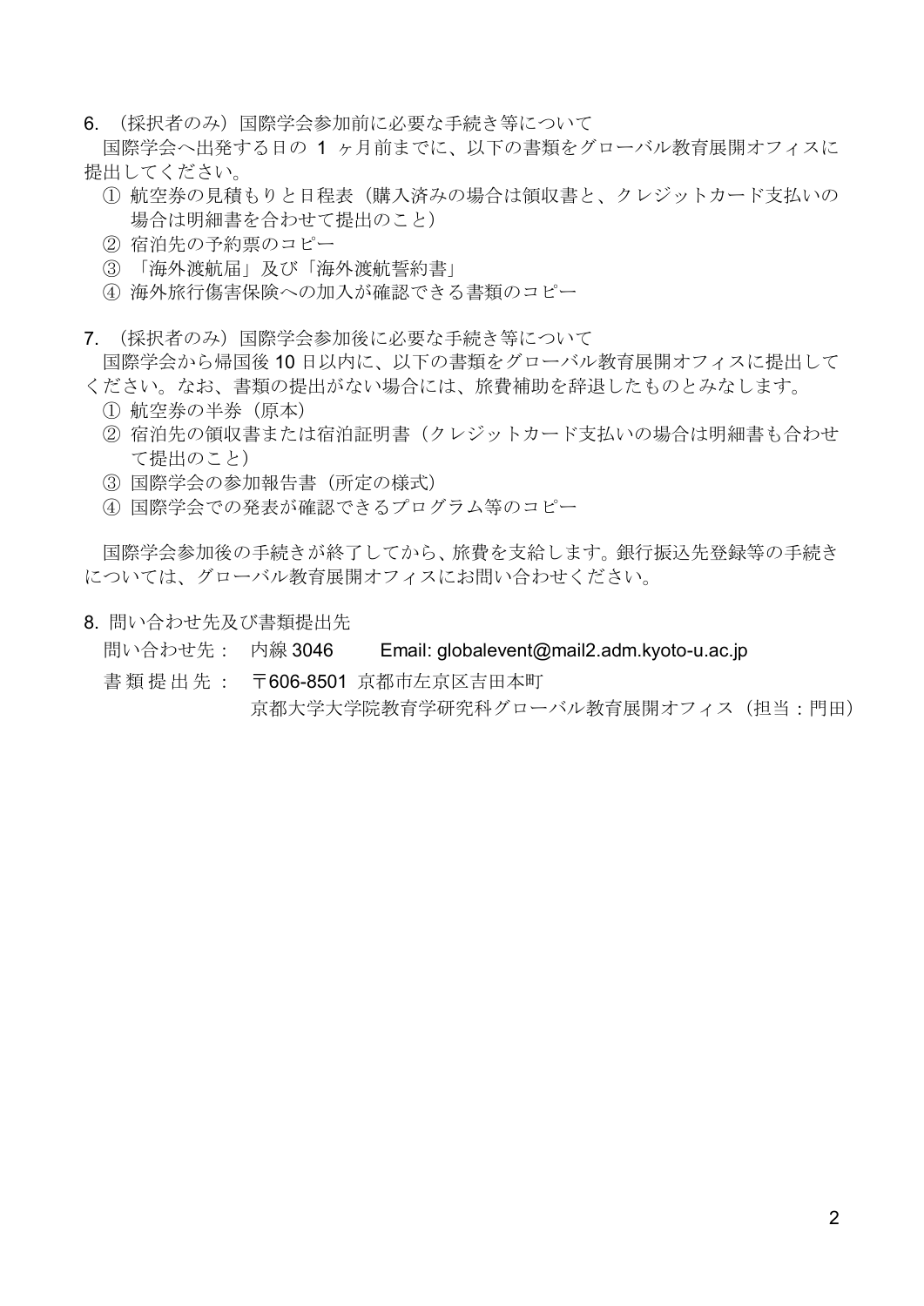6. （採択者のみ）国際学会参加前に必要な手続き等について

国際学会へ出発する日の 1 ヶ月前までに、以下の書類をグローバル教育展開オフィスに提出してください。

① 航空券の見積もりと日程表（購入済みの場合は領収書と、クレジットカード支払いの場合は明細書を合わせて提出のこと）
② 宿泊先の予約票のコピー
③ 「海外渡航届」及び「海外渡航誓約書」
④ 海外旅行傷害保険への加入が確認できる書類のコピー

7. （採択者のみ）国際学会参加後に必要な手続き等について

国際学会から帰国後 10 日以内に、以下の書類をグローバル教育展開オフィスに提出してください。なお、書類の提出がない場合には、旅費補助を辞退したものとみなします。

① 航空券の半券（原本）
② 宿泊先の領収書または宿泊証明書（クレジットカード支払いの場合は明細書も合わせて提出のこと）
③ 国際学会の参加報告書（所定の様式）
④ 国際学会での発表が確認できるプログラム等のコピー

国際学会参加後の手続きが終了してから、旅費を支給します。銀行振込先登録等の手続きについては、グローバル教育展開オフィスにお問い合わせください。

8. 問い合わせ先及び書類提出先

問い合わせ先： 内線 3046　　Email: globalevent@mail2.adm.kyoto-u.ac.jp

書類提出先： 〒606-8501 京都市左京区吉田本町
京都大学大学院教育学研究科グローバル教育展開オフィス（担当：門田）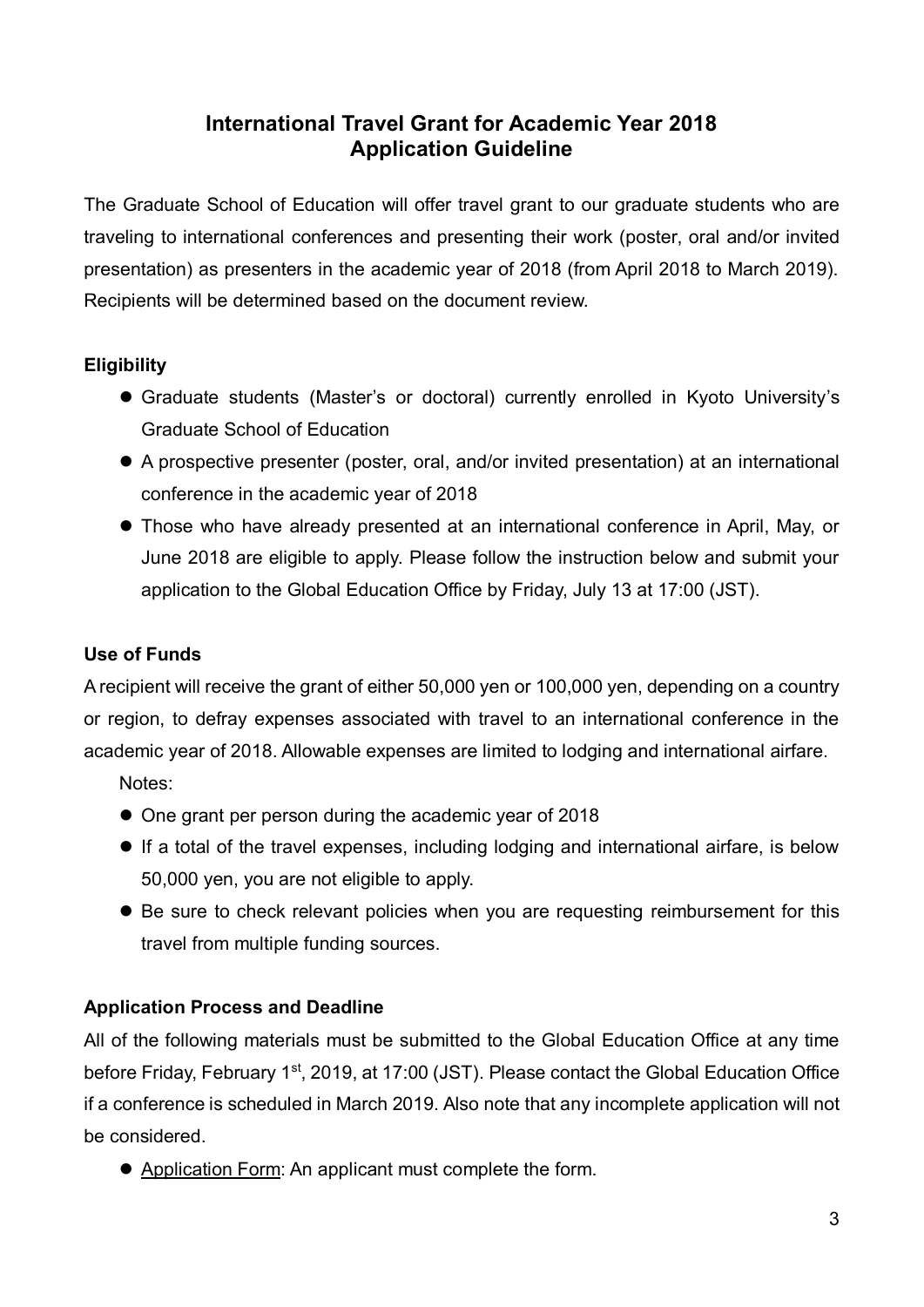# International Travel Grant for Academic Year 2018
# Application Guideline

The Graduate School of Education will offer travel grant to our graduate students who are traveling to international conferences and presenting their work (poster, oral and/or invited presentation) as presenters in the academic year of 2018 (from April 2018 to March 2019). Recipients will be determined based on the document review.

### Eligibility

- Graduate students (Master's or doctoral) currently enrolled in Kyoto University's Graduate School of Education
- A prospective presenter (poster, oral, and/or invited presentation) at an international conference in the academic year of 2018
- Those who have already presented at an international conference in April, May, or June 2018 are eligible to apply. Please follow the instruction below and submit your application to the Global Education Office by Friday, July 13 at 17:00 (JST).

### Use of Funds

A recipient will receive the grant of either 50,000 yen or 100,000 yen, depending on a country or region, to defray expenses associated with travel to an international conference in the academic year of 2018. Allowable expenses are limited to lodging and international airfare.

Notes:

- One grant per person during the academic year of 2018
- If a total of the travel expenses, including lodging and international airfare, is below 50,000 yen, you are not eligible to apply.
- Be sure to check relevant policies when you are requesting reimbursement for this travel from multiple funding sources.

### Application Process and Deadline

All of the following materials must be submitted to the Global Education Office at any time before Friday, February 1st, 2019, at 17:00 (JST). Please contact the Global Education Office if a conference is scheduled in March 2019. Also note that any incomplete application will not be considered.

- Application Form: An applicant must complete the form.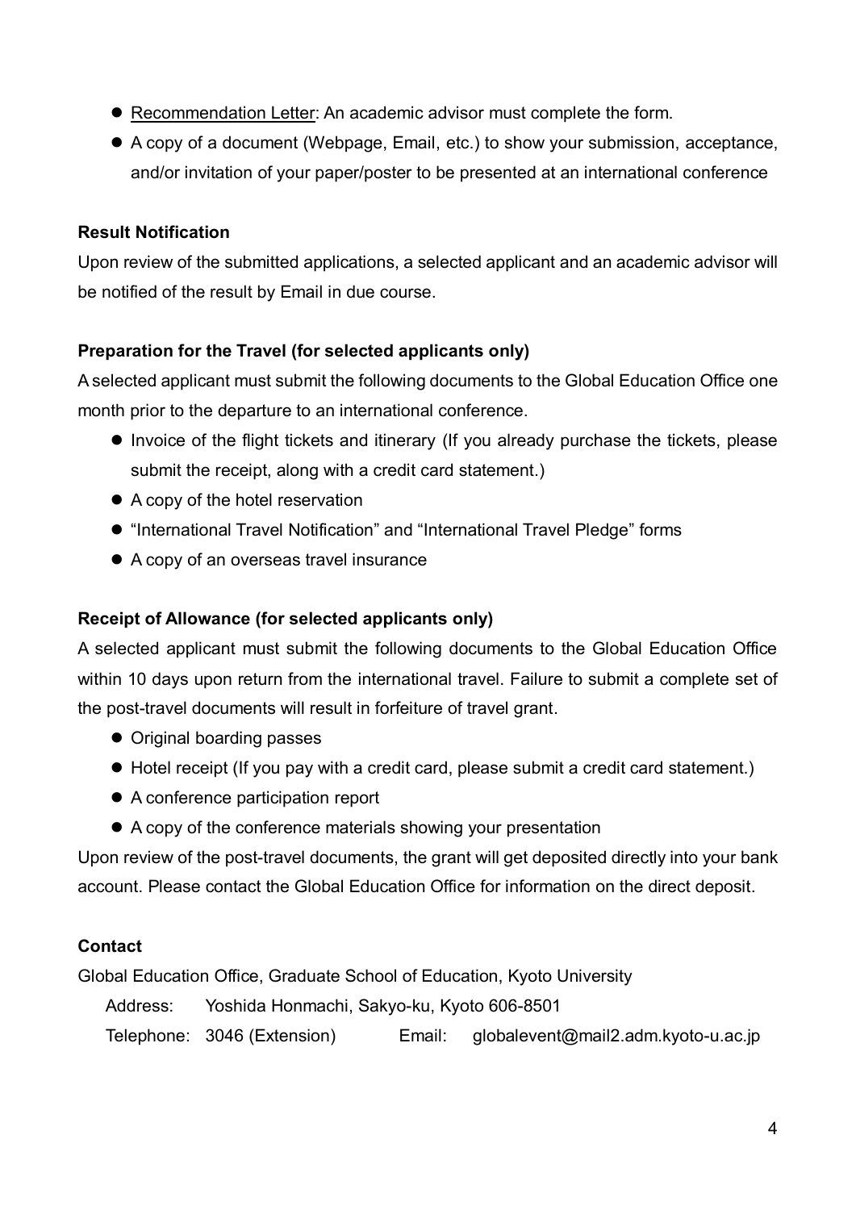- Recommendation Letter: An academic advisor must complete the form.
- A copy of a document (Webpage, Email, etc.) to show your submission, acceptance, and/or invitation of your paper/poster to be presented at an international conference

**Result Notification**

Upon review of the submitted applications, a selected applicant and an academic advisor will be notified of the result by Email in due course.

**Preparation for the Travel (for selected applicants only)**

A selected applicant must submit the following documents to the Global Education Office one month prior to the departure to an international conference.

- Invoice of the flight tickets and itinerary (If you already purchase the tickets, please submit the receipt, along with a credit card statement.)
- A copy of the hotel reservation
- "International Travel Notification" and "International Travel Pledge" forms
- A copy of an overseas travel insurance

**Receipt of Allowance (for selected applicants only)**

A selected applicant must submit the following documents to the Global Education Office within 10 days upon return from the international travel. Failure to submit a complete set of the post-travel documents will result in forfeiture of travel grant.

- Original boarding passes
- Hotel receipt (If you pay with a credit card, please submit a credit card statement.)
- A conference participation report
- A copy of the conference materials showing your presentation

Upon review of the post-travel documents, the grant will get deposited directly into your bank account. Please contact the Global Education Office for information on the direct deposit.

**Contact**

Global Education Office, Graduate School of Education, Kyoto University

Address: Yoshida Honmachi, Sakyo-ku, Kyoto 606-8501

Telephone: 3046 (Extension) Email: globalevent@mail2.adm.kyoto-u.ac.jp